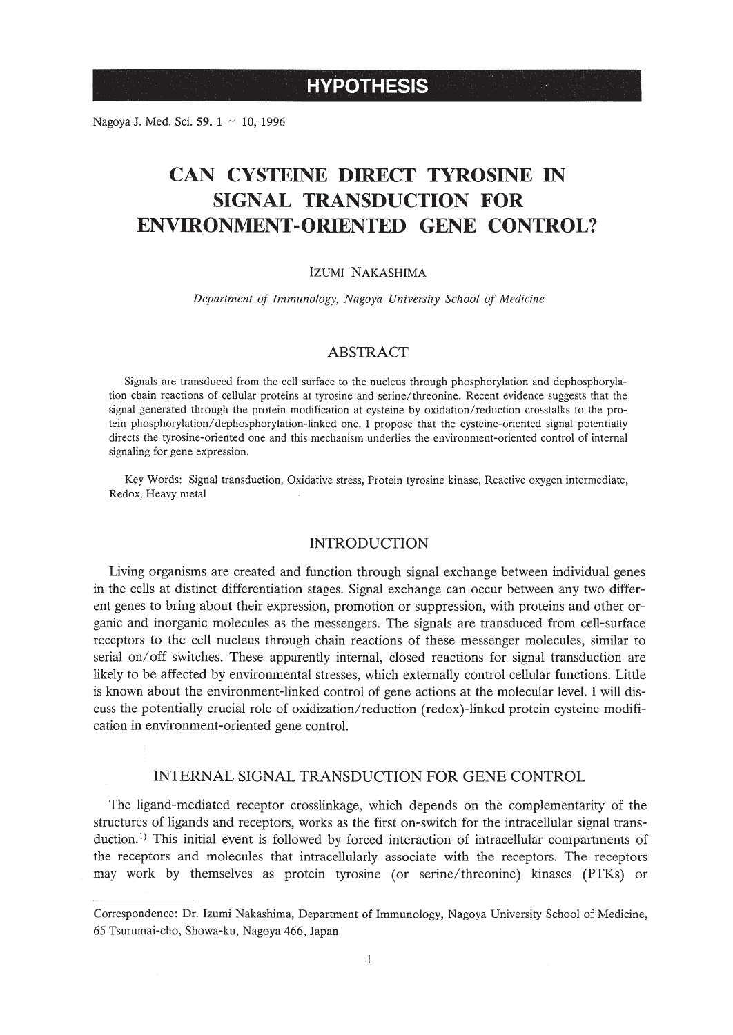HYPOTHESIS

# CAN CYSTEINE DIRECT TYROSINE IN SIGNAL TRANSDUCTION FOR ENVIRONMENT-ORIENTED GENE CONTROL?

IZUMI NAKASHIMA

*Department of Immunology, Nagoya University School of Medicine*

## ABSTRACT

Signals are transduced from the cell surface to the nucleus through phosphorylation and dephosphorylation chain reactions of cellular proteins at tyrosine and serine/threonine. Recent evidence suggests that the signal generated through the protein modification at cysteine by oxidation/reduction crosstalks to the protein phosphorylation/dephosphorylation-linked one. I propose that the cysteine-oriented signal potentially directs the tyrosine-oriented one and this mechanism underlies the environment-oriented control of internal signaling for gene expression.

Key Words: Signal transduction, Oxidative stress, Protein tyrosine kinase, Reactive oxygen intermediate, Redox, Heavy metal

## INTRODUCTION

Living organisms are created and function through signal exchange between individual genes in the cells at distinct differentiation stages. Signal exchange can occur between any two different genes to bring about their expression, promotion or suppression, with proteins and other organic and inorganic molecules as the messengers. The signals are transduced from cell-surface receptors to the cell nucleus through chain reactions of these messenger molecules, similar to serial on/off switches. These apparently internal, closed reactions for signal transduction are likely to be affected by environmental stresses, which externally control cellular functions. Little is known about the environment-linked control of gene actions at the molecular level. I will discuss the potentially crucial role of oxidization/reduction (redox)-linked protein cysteine modification in environment-oriented gene control.

## INTERNAL SIGNAL TRANSDUCTION FOR GENE CONTROL

The ligand-mediated receptor crosslinkage, which depends on the complementarity of the structures of ligands and receptors, works as the first on-switch for the intracellular signal transduction.[1] This initial event is followed by forced interaction of intracellular compartments of the receptors and molecules that intracellularly associate with the receptors. The receptors may work by themselves as protein tyrosine (or serine/threonine) kinases (PTKs) or

---

Correspondence: Dr. Izumi Nakashima, Department of Immunology, Nagoya University School of Medicine, 65 Tsurumai-cho, Showa-ku, Nagoya 466, Japan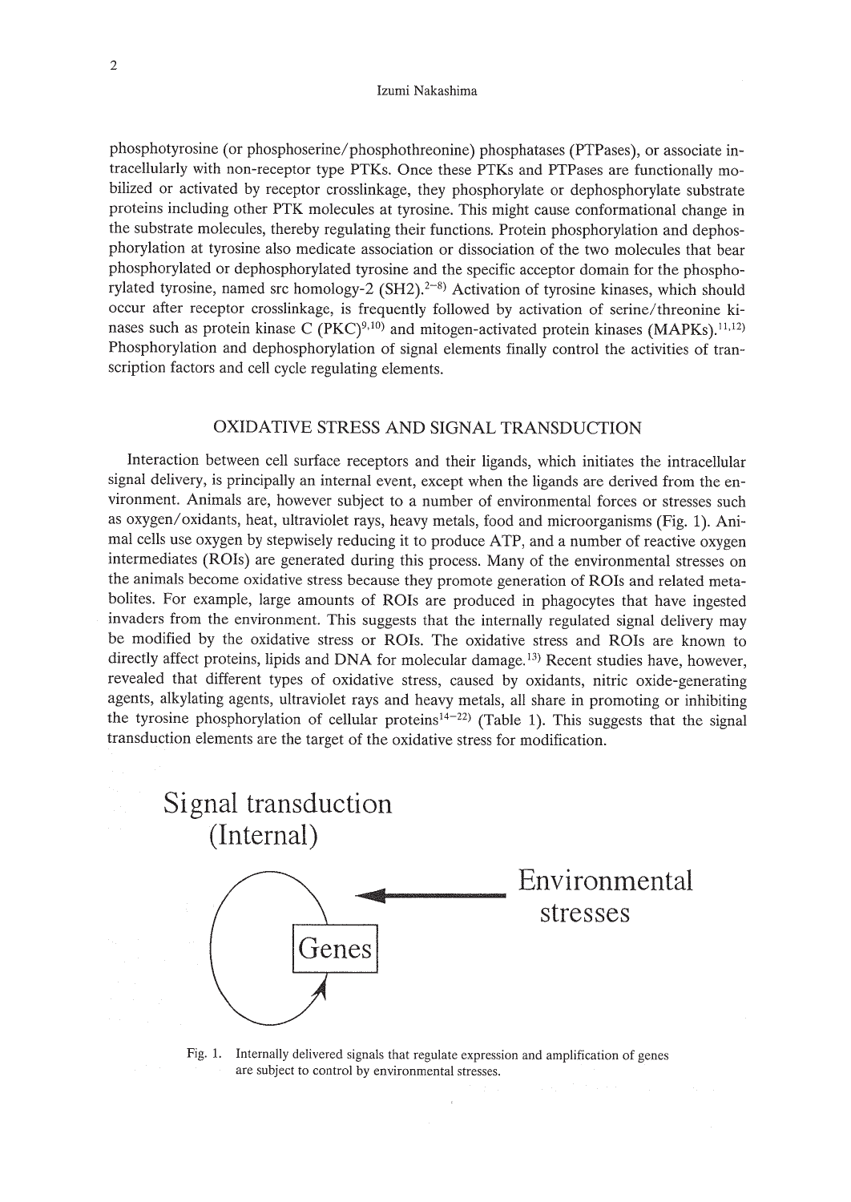phosphotyrosine (or phosphoserine/phosphothreonine) phosphatases (PTPases), or associate intracellularly with non-receptor type PTKs. Once these PTKs and PTPases are functionally mobilized or activated by receptor crosslinkage, they phosphorylate or dephosphorylate substrate proteins including other PTK molecules at tyrosine. This might cause conformational change in the substrate molecules, thereby regulating their functions. Protein phosphorylation and dephosphorylation at tyrosine also medicate association or dissociation of the two molecules that bear phosphorylated or dephosphorylated tyrosine and the specific acceptor domain for the phosphorylated tyrosine, named src homology-2 (SH2).[2–8] Activation of tyrosine kinases, which should occur after receptor crosslinkage, is frequently followed by activation of serine/threonine kinases such as protein kinase C (PKC)[9,10] and mitogen-activated protein kinases (MAPKs).[11,12] Phosphorylation and dephosphorylation of signal elements finally control the activities of transcription factors and cell cycle regulating elements.

## OXIDATIVE STRESS AND SIGNAL TRANSDUCTION

Interaction between cell surface receptors and their ligands, which initiates the intracellular signal delivery, is principally an internal event, except when the ligands are derived from the environment. Animals are, however subject to a number of environmental forces or stresses such as oxygen/oxidants, heat, ultraviolet rays, heavy metals, food and microorganisms (Fig. 1). Animal cells use oxygen by stepwisely reducing it to produce ATP, and a number of reactive oxygen intermediates (ROIs) are generated during this process. Many of the environmental stresses on the animals become oxidative stress because they promote generation of ROIs and related metabolites. For example, large amounts of ROIs are produced in phagocytes that have ingested invaders from the environment. This suggests that the internally regulated signal delivery may be modified by the oxidative stress or ROIs. The oxidative stress and ROIs are known to directly affect proteins, lipids and DNA for molecular damage.[13] Recent studies have, however, revealed that different types of oxidative stress, caused by oxidants, nitric oxide-generating agents, alkylating agents, ultraviolet rays and heavy metals, all share in promoting or inhibiting the tyrosine phosphorylation of cellular proteins[14–22] (Table 1). This suggests that the signal transduction elements are the target of the oxidative stress for modification.

Fig. 1. Internally delivered signals that regulate expression and amplification of genes are subject to control by environmental stresses.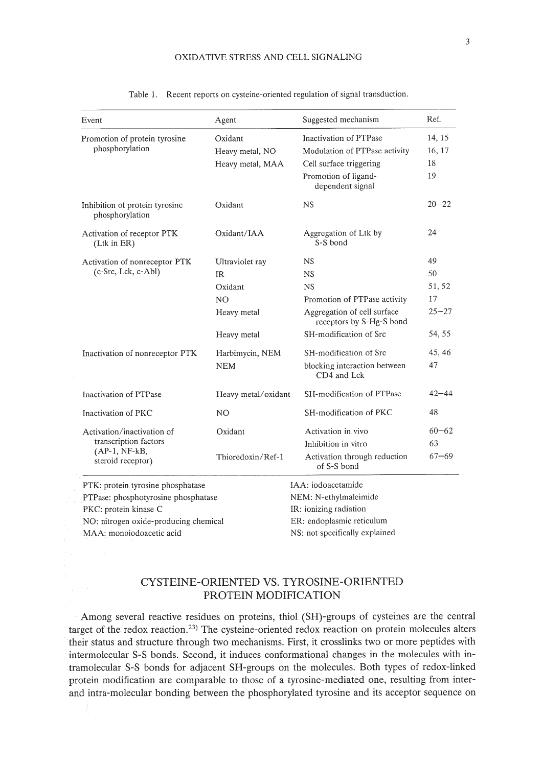Table 1. Recent reports on cysteine-oriented regulation of signal transduction.

| Event | Agent | Suggested mechanism | Ref. |
|---|---|---|---|
| Promotion of protein tyrosine phosphorylation | Oxidant | Inactivation of PTPase | 14, 15 |
| | Heavy metal, NO | Modulation of PTPase activity | 16, 17 |
| | Heavy metal, MAA | Cell surface triggering | 18 |
| | | Promotion of ligand-dependent signal | 19 |
| Inhibition of protein tyrosine phosphorylation | Oxidant | NS | 20–22 |
| Activation of receptor PTK (Ltk in ER) | Oxidant/IAA | Aggregation of Ltk by S-S bond | 24 |
| Activation of nonreceptor PTK (c-Src, Lck, c-Abl) | Ultraviolet ray | NS | 49 |
| | IR | NS | 50 |
| | Oxidant | NS | 51, 52 |
| | NO | Promotion of PTPase activity | 17 |
| | Heavy metal | Aggregation of cell surface receptors by S-Hg-S bond | 25–27 |
| | Heavy metal | SH-modification of Src | 54, 55 |
| Inactivation of nonreceptor PTK | Harbimycin, NEM | SH-modification of Src | 45, 46 |
| | NEM | blocking interaction between CD4 and Lck | 47 |
| Inactivation of PTPase | Heavy metal/oxidant | SH-modification of PTPase | 42–44 |
| Inactivation of PKC | NO | SH-modification of PKC | 48 |
| Activation/inactivation of transcription factors (AP-1, NF-kB, steroid receptor) | Oxidant | Activation in vivo | 60–62 |
| | | Inhibition in vitro | 63 |
| | Thioredoxin/Ref-1 | Activation through reduction of S-S bond | 67–69 |

PTK: protein tyrosine phosphatase
PTPase: phosphotyrosine phosphatase
PKC: protein kinase C
NO: nitrogen oxide-producing chemical
MAA: monoiodoacetic acid
IAA: iodoacetamide
NEM: N-ethylmaleimide
IR: ionizing radiation
ER: endoplasmic reticulum
NS: not specifically explained

## CYSTEINE-ORIENTED VS. TYROSINE-ORIENTED PROTEIN MODIFICATION

Among several reactive residues on proteins, thiol (SH)-groups of cysteines are the central target of the redox reaction.[23] The cysteine-oriented redox reaction on protein molecules alters their status and structure through two mechanisms. First, it crosslinks two or more peptides with intermolecular S-S bonds. Second, it induces conformational changes in the molecules with intramolecular S-S bonds for adjacent SH-groups on the molecules. Both types of redox-linked protein modification are comparable to those of a tyrosine-mediated one, resulting from inter- and intra-molecular bonding between the phosphorylated tyrosine and its acceptor sequence on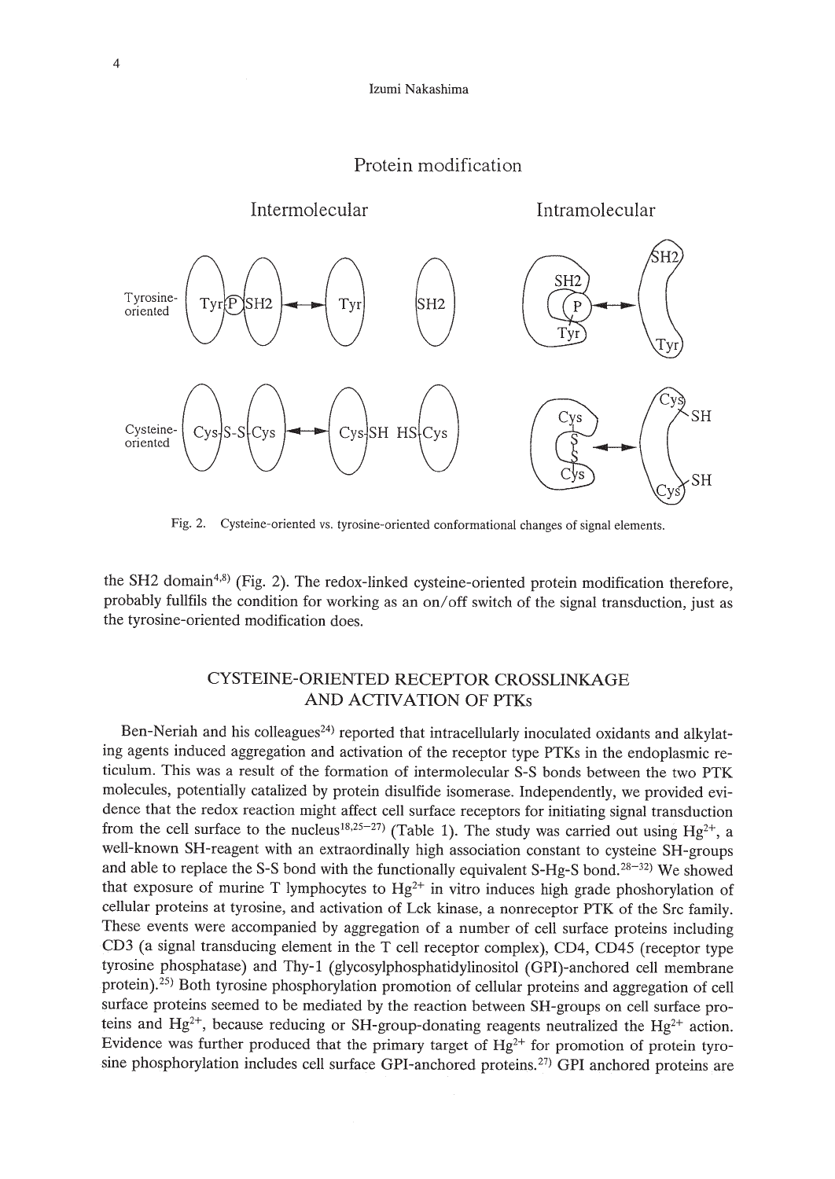Protein modification

Fig. 2. Cysteine-oriented vs. tyrosine-oriented conformational changes of signal elements.

the SH2 domain[4,8] (Fig. 2). The redox-linked cysteine-oriented protein modification therefore, probably fullfils the condition for working as an on/off switch of the signal transduction, just as the tyrosine-oriented modification does.

## CYSTEINE-ORIENTED RECEPTOR CROSSLINKAGE AND ACTIVATION OF PTKs

Ben-Neriah and his colleagues[24] reported that intracellularly inoculated oxidants and alkylating agents induced aggregation and activation of the receptor type PTKs in the endoplasmic reticulum. This was a result of the formation of intermolecular S-S bonds between the two PTK molecules, potentially catalized by protein disulfide isomerase. Independently, we provided evidence that the redox reaction might affect cell surface receptors for initiating signal transduction from the cell surface to the nucleus[18,25–27] (Table 1). The study was carried out using $Hg^{2+}$, a well-known SH-reagent with an extraordinally high association constant to cysteine SH-groups and able to replace the S-S bond with the functionally equivalent S-Hg-S bond.[28–32] We showed that exposure of murine T lymphocytes to $Hg^{2+}$ in vitro induces high grade phoshorylation of cellular proteins at tyrosine, and activation of Lck kinase, a nonreceptor PTK of the Src family. These events were accompanied by aggregation of a number of cell surface proteins including CD3 (a signal transducing element in the T cell receptor complex), CD4, CD45 (receptor type tyrosine phosphatase) and Thy-1 (glycosylphosphatidylinositol (GPI)-anchored cell membrane protein).[25] Both tyrosine phosphorylation promotion of cellular proteins and aggregation of cell surface proteins seemed to be mediated by the reaction between SH-groups on cell surface proteins and $Hg^{2+}$, because reducing or SH-group-donating reagents neutralized the $Hg^{2+}$ action. Evidence was further produced that the primary target of $Hg^{2+}$ for promotion of protein tyrosine phosphorylation includes cell surface GPI-anchored proteins.[27] GPI anchored proteins are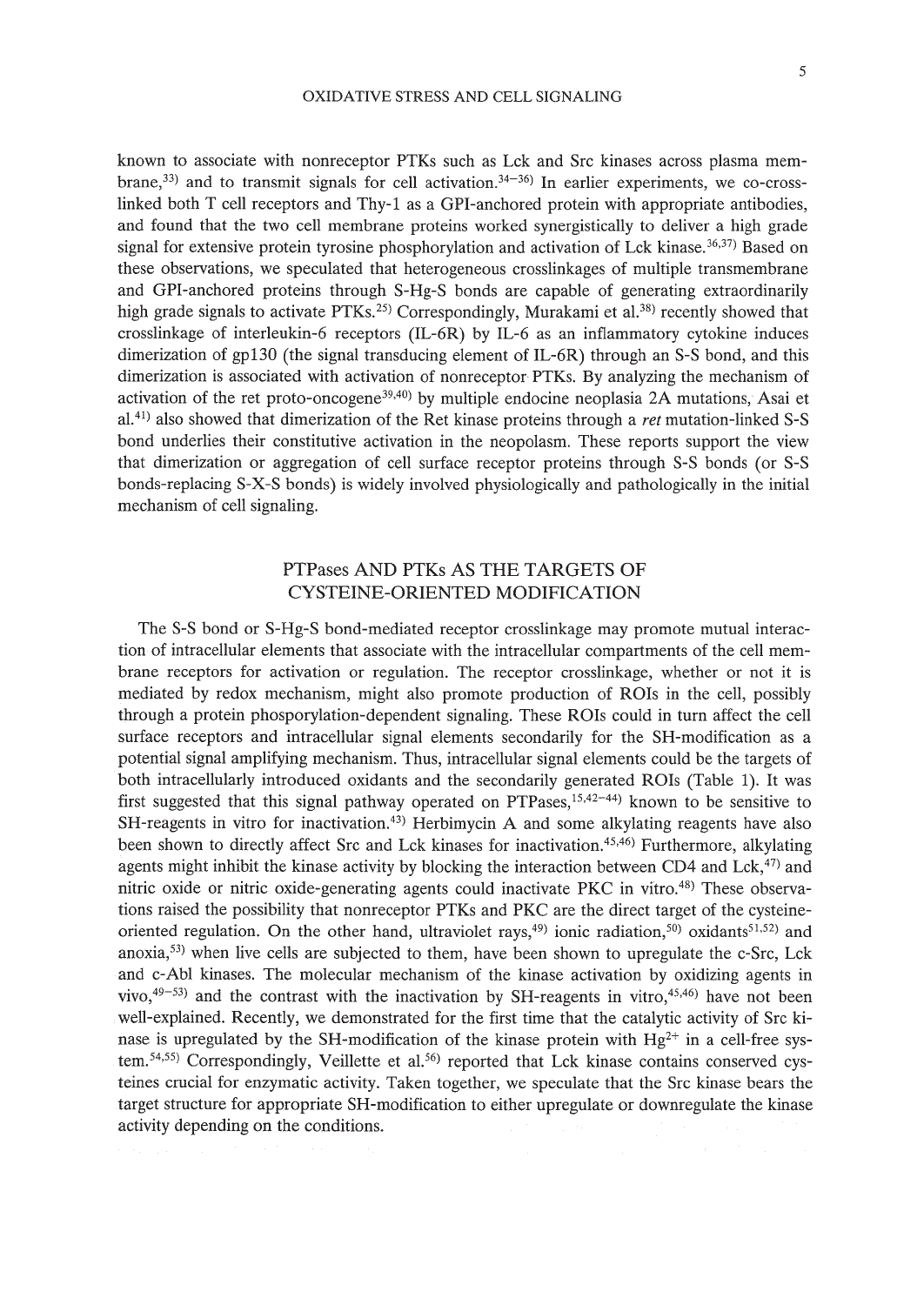known to associate with nonreceptor PTKs such as Lck and Src kinases across plasma membrane,[33] and to transmit signals for cell activation.[34–36] In earlier experiments, we co-cross-linked both T cell receptors and Thy-1 as a GPI-anchored protein with appropriate antibodies, and found that the two cell membrane proteins worked synergistically to deliver a high grade signal for extensive protein tyrosine phosphorylation and activation of Lck kinase.[36,37] Based on these observations, we speculated that heterogeneous crosslinkages of multiple transmembrane and GPI-anchored proteins through S-Hg-S bonds are capable of generating extraordinarily high grade signals to activate PTKs.[25] Correspondingly, Murakami et al.[38] recently showed that crosslinkage of interleukin-6 receptors (IL-6R) by IL-6 as an inflammatory cytokine induces dimerization of gp130 (the signal transducing element of IL-6R) through an S-S bond, and this dimerization is associated with activation of nonreceptor PTKs. By analyzing the mechanism of activation of the ret proto-oncogene[39,40] by multiple endocine neoplasia 2A mutations, Asai et al.[41] also showed that dimerization of the Ret kinase proteins through a *ret* mutation-linked S-S bond underlies their constitutive activation in the neopolasm. These reports support the view that dimerization or aggregation of cell surface receptor proteins through S-S bonds (or S-S bonds-replacing S-X-S bonds) is widely involved physiologically and pathologically in the initial mechanism of cell signaling.

## PTPases AND PTKs AS THE TARGETS OF CYSTEINE-ORIENTED MODIFICATION

The S-S bond or S-Hg-S bond-mediated receptor crosslinkage may promote mutual interaction of intracellular elements that associate with the intracellular compartments of the cell membrane receptors for activation or regulation. The receptor crosslinkage, whether or not it is mediated by redox mechanism, might also promote production of ROIs in the cell, possibly through a protein phosporylation-dependent signaling. These ROIs could in turn affect the cell surface receptors and intracellular signal elements secondarily for the SH-modification as a potential signal amplifying mechanism. Thus, intracellular signal elements could be the targets of both intracellularly introduced oxidants and the secondarily generated ROIs (Table 1). It was first suggested that this signal pathway operated on PTPases,[15,42–44] known to be sensitive to SH-reagents in vitro for inactivation.[43] Herbimycin A and some alkylating reagents have also been shown to directly affect Src and Lck kinases for inactivation.[45,46] Furthermore, alkylating agents might inhibit the kinase activity by blocking the interaction between CD4 and Lck,[47] and nitric oxide or nitric oxide-generating agents could inactivate PKC in vitro.[48] These observations raised the possibility that nonreceptor PTKs and PKC are the direct target of the cysteine-oriented regulation. On the other hand, ultraviolet rays,[49] ionic radiation,[50] oxidants[51,52] and anoxia,[53] when live cells are subjected to them, have been shown to upregulate the c-Src, Lck and c-Abl kinases. The molecular mechanism of the kinase activation by oxidizing agents in vivo,[49–53] and the contrast with the inactivation by SH-reagents in vitro,[45,46] have not been well-explained. Recently, we demonstrated for the first time that the catalytic activity of Src kinase is upregulated by the SH-modification of the kinase protein with $Hg^{2+}$ in a cell-free system.[54,55] Correspondingly, Veillette et al.[56] reported that Lck kinase contains conserved cysteines crucial for enzymatic activity. Taken together, we speculate that the Src kinase bears the target structure for appropriate SH-modification to either upregulate or downregulate the kinase activity depending on the conditions.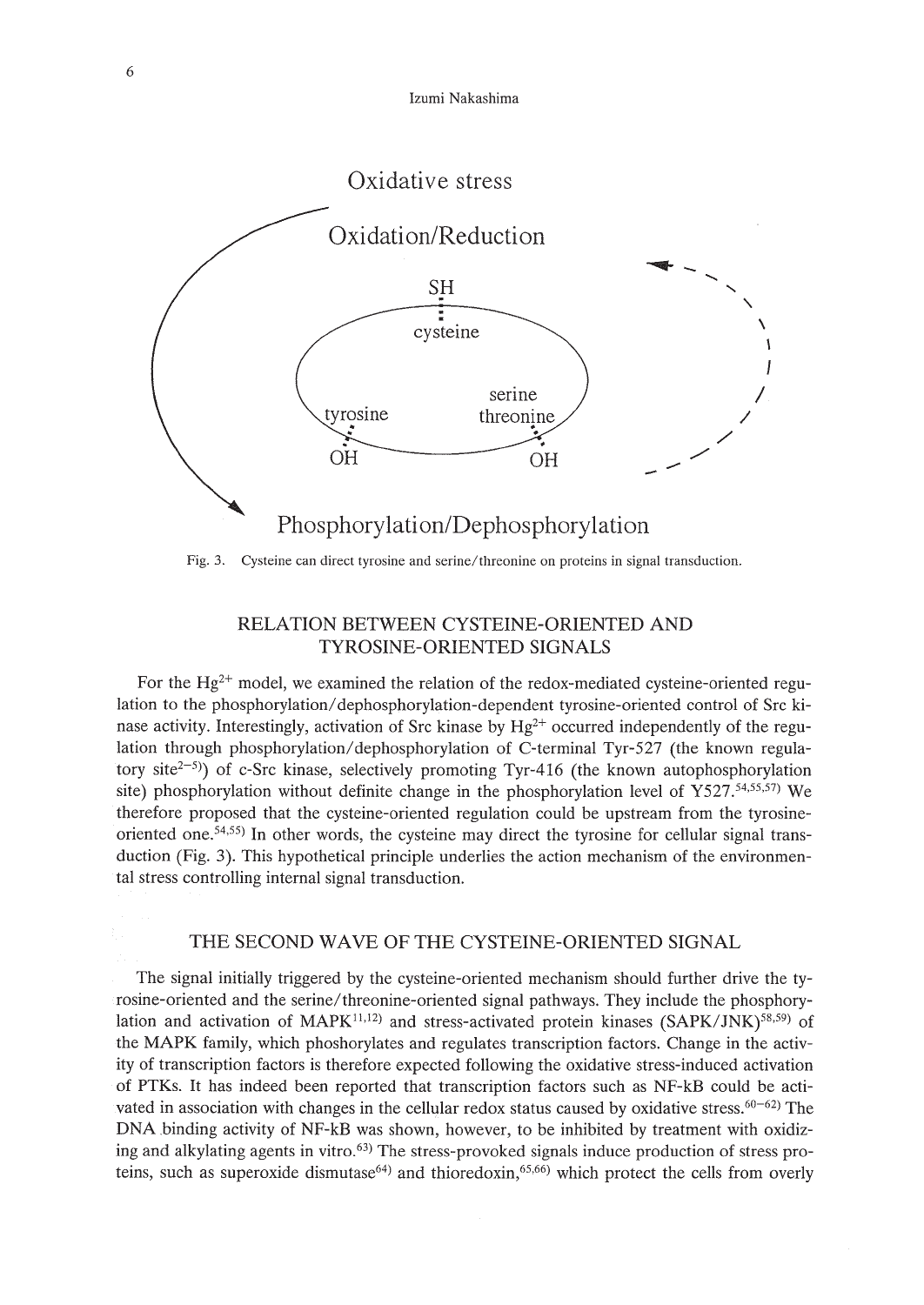Oxidative stress

Oxidation/Reduction

SH

cysteine

tyrosine

serine threonine

OH

OH

Phosphorylation/Dephosphorylation

Fig. 3. Cysteine can direct tyrosine and serine/threonine on proteins in signal transduction.

## RELATION BETWEEN CYSTEINE-ORIENTED AND TYROSINE-ORIENTED SIGNALS

For the $Hg^{2+}$ model, we examined the relation of the redox-mediated cysteine-oriented regulation to the phosphorylation/dephosphorylation-dependent tyrosine-oriented control of Src kinase activity. Interestingly, activation of Src kinase by $Hg^{2+}$ occurred independently of the regulation through phosphorylation/dephosphorylation of C-terminal Tyr-527 (the known regulatory site[2–5]) of c-Src kinase, selectively promoting Tyr-416 (the known autophosphorylation site) phosphorylation without definite change in the phosphorylation level of Y527.[54,55,57] We therefore proposed that the cysteine-oriented regulation could be upstream from the tyrosine-oriented one.[54,55] In other words, the cysteine may direct the tyrosine for cellular signal transduction (Fig. 3). This hypothetical principle underlies the action mechanism of the environmental stress controlling internal signal transduction.

## THE SECOND WAVE OF THE CYSTEINE-ORIENTED SIGNAL

The signal initially triggered by the cysteine-oriented mechanism should further drive the tyrosine-oriented and the serine/threonine-oriented signal pathways. They include the phosphorylation and activation of MAPK[11,12] and stress-activated protein kinases (SAPK/JNK)[58,59] of the MAPK family, which phoshorylates and regulates transcription factors. Change in the activity of transcription factors is therefore expected following the oxidative stress-induced activation of PTKs. It has indeed been reported that transcription factors such as NF-kB could be activated in association with changes in the cellular redox status caused by oxidative stress.[60–62] The DNA binding activity of NF-kB was shown, however, to be inhibited by treatment with oxidizing and alkylating agents in vitro.[63] The stress-provoked signals induce production of stress proteins, such as superoxide dismutase[64] and thioredoxin,[65,66] which protect the cells from overly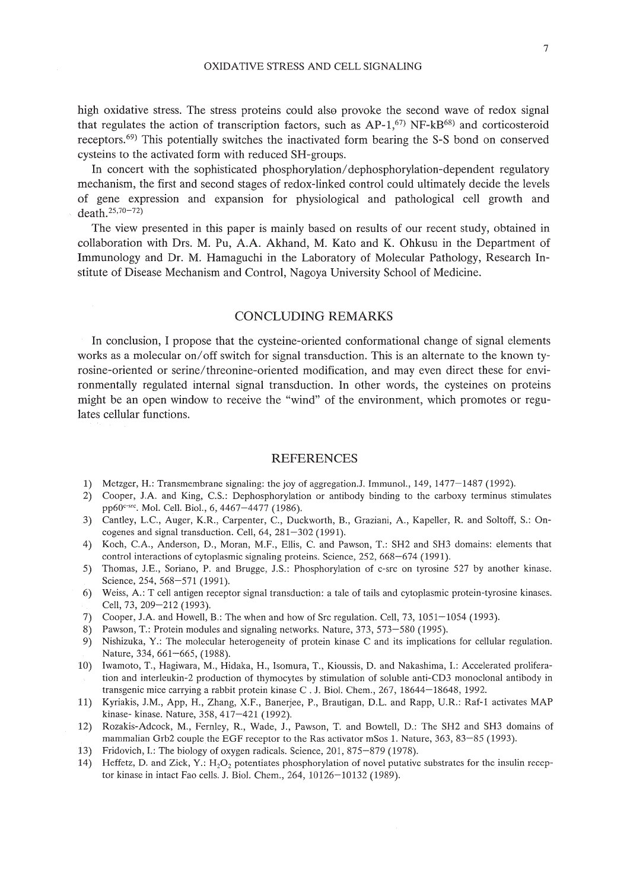high oxidative stress. The stress proteins could also provoke the second wave of redox signal that regulates the action of transcription factors, such as AP-1,[67] NF-kB[68] and corticosteroid receptors.[69] This potentially switches the inactivated form bearing the S-S bond on conserved cysteins to the activated form with reduced SH-groups.

In concert with the sophisticated phosphorylation/dephosphorylation-dependent regulatory mechanism, the first and second stages of redox-linked control could ultimately decide the levels of gene expression and expansion for physiological and pathological cell growth and death.[25,70–72]

The view presented in this paper is mainly based on results of our recent study, obtained in collaboration with Drs. M. Pu, A.A. Akhand, M. Kato and K. Ohkusu in the Department of Immunology and Dr. M. Hamaguchi in the Laboratory of Molecular Pathology, Research Institute of Disease Mechanism and Control, Nagoya University School of Medicine.

## CONCLUDING REMARKS

In conclusion, I propose that the cysteine-oriented conformational change of signal elements works as a molecular on/off switch for signal transduction. This is an alternate to the known tyrosine-oriented or serine/threonine-oriented modification, and may even direct these for environmentally regulated internal signal transduction. In other words, the cysteines on proteins might be an open window to receive the "wind" of the environment, which promotes or regulates cellular functions.

## REFERENCES

1) Metzger, H.: Transmembrane signaling: the joy of aggregation.J. Immunol., 149, 1477–1487 (1992).
2) Cooper, J.A. and King, C.S.: Dephosphorylation or antibody binding to the carboxy terminus stimulates pp60$^{c\text{-}src}$. Mol. Cell. Biol., 6, 4467–4477 (1986).
3) Cantley, L.C., Auger, K.R., Carpenter, C., Duckworth, B., Graziani, A., Kapeller, R. and Soltoff, S.: Oncogenes and signal transduction. Cell, 64, 281–302 (1991).
4) Koch, C.A., Anderson, D., Moran, M.F., Ellis, C. and Pawson, T.: SH2 and SH3 domains: elements that control interactions of cytoplasmic signaling proteins. Science, 252, 668–674 (1991).
5) Thomas, J.E., Soriano, P. and Brugge, J.S.: Phosphorylation of c-src on tyrosine 527 by another kinase. Science, 254, 568–571 (1991).
6) Weiss, A.: T cell antigen receptor signal transduction: a tale of tails and cytoplasmic protein-tyrosine kinases. Cell, 73, 209–212 (1993).
7) Cooper, J.A. and Howell, B.: The when and how of Src regulation. Cell, 73, 1051–1054 (1993).
8) Pawson, T.: Protein modules and signaling networks. Nature, 373, 573–580 (1995).
9) Nishizuka, Y.: The molecular heterogeneity of protein kinase C and its implications for cellular regulation. Nature, 334, 661–665, (1988).
10) Iwamoto, T., Hagiwara, M., Hidaka, H., Isomura, T., Kioussis, D. and Nakashima, I.: Accelerated proliferation and interleukin-2 production of thymocytes by stimulation of soluble anti-CD3 monoclonal antibody in transgenic mice carrying a rabbit protein kinase C . J. Biol. Chem., 267, 18644–18648, 1992.
11) Kyriakis, J.M., App, H., Zhang, X.F., Banerjee, P., Brautigan, D.L. and Rapp, U.R.: Raf-1 activates MAP kinase- kinase. Nature, 358, 417–421 (1992).
12) Rozakis-Adcock, M., Fernley, R., Wade, J., Pawson, T. and Bowtell, D.: The SH2 and SH3 domains of mammalian Grb2 couple the EGF receptor to the Ras activator mSos 1. Nature, 363, 83–85 (1993).
13) Fridovich, I.: The biology of oxygen radicals. Science, 201, 875–879 (1978).
14) Heffetz, D. and Zick, Y.: $H_2O_2$ potentiates phosphorylation of novel putative substrates for the insulin receptor kinase in intact Fao cells. J. Biol. Chem., 264, 10126–10132 (1989).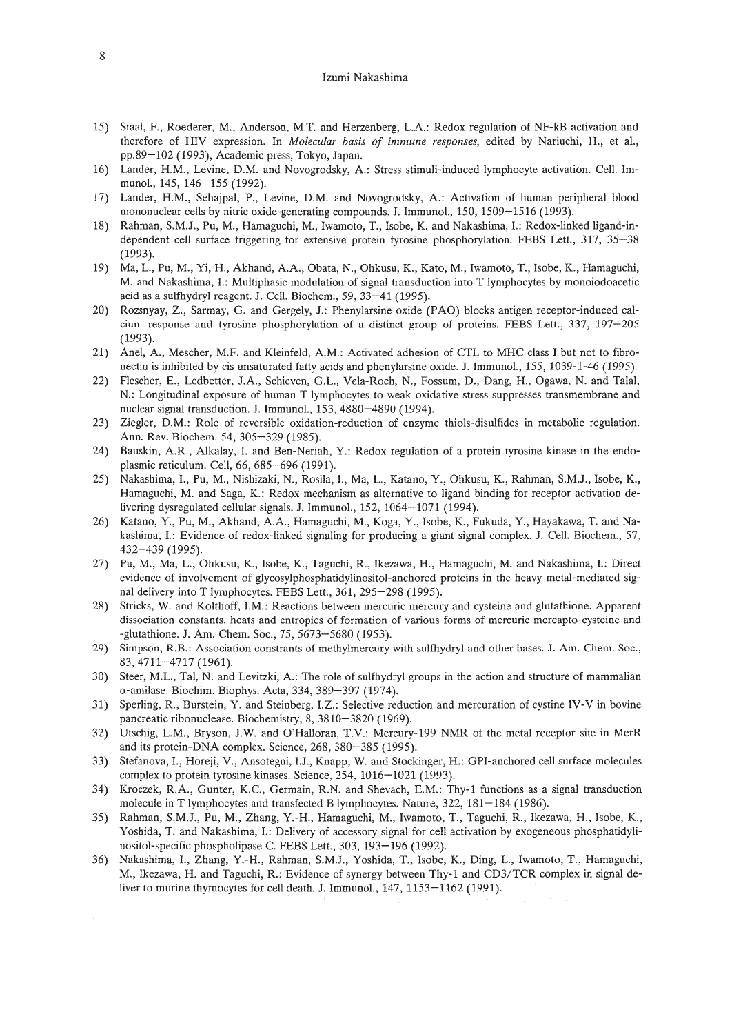15) Staal, F., Roederer, M., Anderson, M.T. and Herzenberg, L.A.: Redox regulation of NF-kB activation and therefore of HIV expression. In *Molecular basis of immune responses*, edited by Nariuchi, H., et al., pp.89–102 (1993), Academic press, Tokyo, Japan.
16) Lander, H.M., Levine, D.M. and Novogrodsky, A.: Stress stimuli-induced lymphocyte activation. Cell. Immunol., 145, 146–155 (1992).
17) Lander, H.M., Sehajpal, P., Levine, D.M. and Novogrodsky, A.: Activation of human peripheral blood mononuclear cells by nitric oxide-generating compounds. J. Immunol., 150, 1509–1516 (1993).
18) Rahman, S.M.J., Pu, M., Hamaguchi, M., Iwamoto, T., Isobe, K. and Nakashima, I.: Redox-linked ligand-independent cell surface triggering for extensive protein tyrosine phosphorylation. FEBS Lett., 317, 35–38 (1993).
19) Ma, L., Pu, M., Yi, H., Akhand, A.A., Obata, N., Ohkusu, K., Kato, M., Iwamoto, T., Isobe, K., Hamaguchi, M. and Nakashima, I.: Multiphasic modulation of signal transduction into T lymphocytes by monoiodoacetic acid as a sulfhydryl reagent. J. Cell. Biochem., 59, 33–41 (1995).
20) Rozsnyay, Z., Sarmay, G. and Gergely, J.: Phenylarsine oxide (PAO) blocks antigen receptor-induced calcium response and tyrosine phosphorylation of a distinct group of proteins. FEBS Lett., 337, 197–205 (1993).
21) Anel, A., Mescher, M.F. and Kleinfeld, A.M.: Activated adhesion of CTL to MHC class I but not to fibronectin is inhibited by cis unsaturated fatty acids and phenylarsine oxide. J. Immunol., 155, 1039-1-46 (1995).
22) Flescher, E., Ledbetter, J.A., Schieven, G.L., Vela-Roch, N., Fossum, D., Dang, H., Ogawa, N. and Talal, N.: Longitudinal exposure of human T lymphocytes to weak oxidative stress suppresses transmembrane and nuclear signal transduction. J. Immunol., 153, 4880–4890 (1994).
23) Ziegler, D.M.: Role of reversible oxidation-reduction of enzyme thiols-disulfides in metabolic regulation. Ann. Rev. Biochem. 54, 305–329 (1985).
24) Bauskin, A.R., Alkalay, I. and Ben-Neriah, Y.: Redox regulation of a protein tyrosine kinase in the endoplasmic reticulum. Cell, 66, 685–696 (1991).
25) Nakashima, I., Pu, M., Nishizaki, N., Rosila, I., Ma, L., Katano, Y., Ohkusu, K., Rahman, S.M.J., Isobe, K., Hamaguchi, M. and Saga, K.: Redox mechanism as alternative to ligand binding for receptor activation delivering dysregulated cellular signals. J. Immunol., 152, 1064–1071 (1994).
26) Katano, Y., Pu, M., Akhand, A.A., Hamaguchi, M., Koga, Y., Isobe, K., Fukuda, Y., Hayakawa, T. and Nakashima, I.: Evidence of redox-linked signaling for producing a giant signal complex. J. Cell. Biochem., 57, 432–439 (1995).
27) Pu, M., Ma, L., Ohkusu, K., Isobe, K., Taguchi, R., Ikezawa, H., Hamaguchi, M. and Nakashima, I.: Direct evidence of involvement of glycosylphosphatidylinositol-anchored proteins in the heavy metal-mediated signal delivery into T lymphocytes. FEBS Lett., 361, 295–298 (1995).
28) Stricks, W. and Kolthoff, I.M.: Reactions between mercuric mercury and cysteine and glutathione. Apparent dissociation constants, heats and entropies of formation of various forms of mercuric mercapto-cysteine and -glutathione. J. Am. Chem. Soc., 75, 5673–5680 (1953).
29) Simpson, R.B.: Association constrants of methylmercury with sulfhydryl and other bases. J. Am. Chem. Soc., 83, 4711–4717 (1961).
30) Steer, M.L., Tal, N. and Levitzki, A.: The role of sulfhydryl groups in the action and structure of mammalian α-amilase. Biochim. Biophys. Acta, 334, 389–397 (1974).
31) Sperling, R., Burstein, Y. and Steinberg, I.Z.: Selective reduction and mercuration of cystine IV-V in bovine pancreatic ribonuclease. Biochemistry, 8, 3810–3820 (1969).
32) Utschig, L.M., Bryson, J.W. and O'Halloran, T.V.: Mercury-199 NMR of the metal receptor site in MerR and its protein-DNA complex. Science, 268, 380–385 (1995).
33) Stefanova, I., Horeji, V., Ansotegui, I.J., Knapp, W. and Stockinger, H.: GPI-anchored cell surface molecules complex to protein tyrosine kinases. Science, 254, 1016–1021 (1993).
34) Kroczek, R.A., Gunter, K.C., Germain, R.N. and Shevach, E.M.: Thy-1 functions as a signal transduction molecule in T lymphocytes and transfected B lymphocytes. Nature, 322, 181–184 (1986).
35) Rahman, S.M.J., Pu, M., Zhang, Y.-H., Hamaguchi, M., Iwamoto, T., Taguchi, R., Ikezawa, H., Isobe, K., Yoshida, T. and Nakashima, I.: Delivery of accessory signal for cell activation by exogeneous phosphatidylinositol-specific phospholipase C. FEBS Lett., 303, 193–196 (1992).
36) Nakashima, I., Zhang, Y.-H., Rahman, S.M.J., Yoshida, T., Isobe, K., Ding, L., Iwamoto, T., Hamaguchi, M., Ikezawa, H. and Taguchi, R.: Evidence of synergy between Thy-1 and CD3/TCR complex in signal deliver to murine thymocytes for cell death. J. Immunol., 147, 1153–1162 (1991).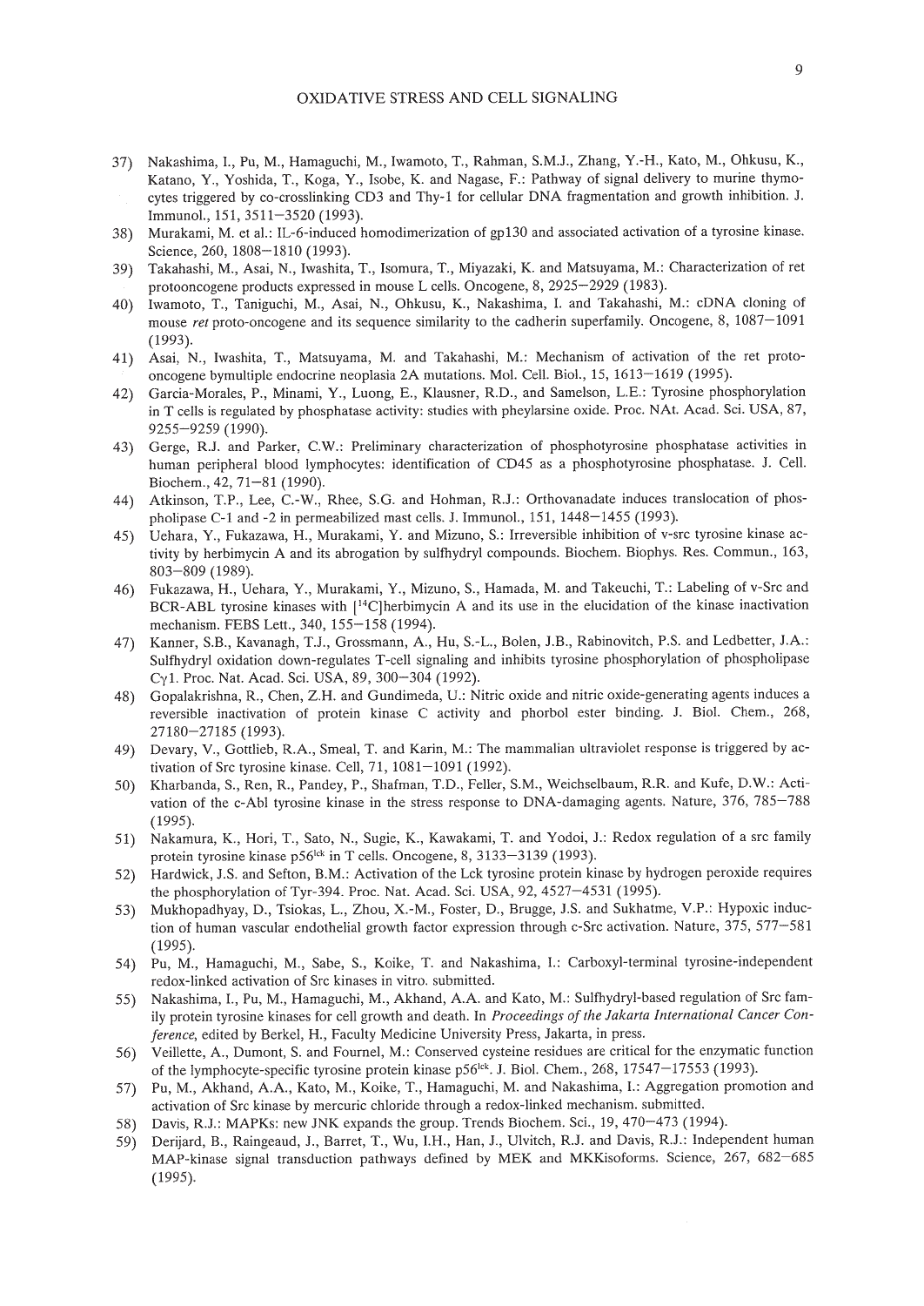37) Nakashima, I., Pu, M., Hamaguchi, M., Iwamoto, T., Rahman, S.M.J., Zhang, Y.-H., Kato, M., Ohkusu, K., Katano, Y., Yoshida, T., Koga, Y., Isobe, K. and Nagase, F.: Pathway of signal delivery to murine thymocytes triggered by co-crosslinking CD3 and Thy-1 for cellular DNA fragmentation and growth inhibition. J. Immunol., 151, 3511–3520 (1993).
38) Murakami, M. et al.: IL-6-induced homodimerization of gp130 and associated activation of a tyrosine kinase. Science, 260, 1808–1810 (1993).
39) Takahashi, M., Asai, N., Iwashita, T., Isomura, T., Miyazaki, K. and Matsuyama, M.: Characterization of ret protooncogene products expressed in mouse L cells. Oncogene, 8, 2925–2929 (1983).
40) Iwamoto, T., Taniguchi, M., Asai, N., Ohkusu, K., Nakashima, I. and Takahashi, M.: cDNA cloning of mouse *ret* proto-oncogene and its sequence similarity to the cadherin superfamily. Oncogene, 8, 1087–1091 (1993).
41) Asai, N., Iwashita, T., Matsuyama, M. and Takahashi, M.: Mechanism of activation of the ret proto-oncogene bymultiple endocrine neoplasia 2A mutations. Mol. Cell. Biol., 15, 1613–1619 (1995).
42) Garcia-Morales, P., Minami, Y., Luong, E., Klausner, R.D., and Samelson, L.E.: Tyrosine phosphorylation in T cells is regulated by phosphatase activity: studies with pheylarsine oxide. Proc. NAt. Acad. Sci. USA, 87, 9255–9259 (1990).
43) Gerge, R.J. and Parker, C.W.: Preliminary characterization of phosphotyrosine phosphatase activities in human peripheral blood lymphocytes: identification of CD45 as a phosphotyrosine phosphatase. J. Cell. Biochem., 42, 71–81 (1990).
44) Atkinson, T.P., Lee, C.-W., Rhee, S.G. and Hohman, R.J.: Orthovanadate induces translocation of phospholipase C-1 and -2 in permeabilized mast cells. J. Immunol., 151, 1448–1455 (1993).
45) Uehara, Y., Fukazawa, H., Murakami, Y. and Mizuno, S.: Irreversible inhibition of v-src tyrosine kinase activity by herbimycin A and its abrogation by sulfhydryl compounds. Biochem. Biophys. Res. Commun., 163, 803–809 (1989).
46) Fukazawa, H., Uehara, Y., Murakami, Y., Mizuno, S., Hamada, M. and Takeuchi, T.: Labeling of v-Src and BCR-ABL tyrosine kinases with [$^{14}$C]herbimycin A and its use in the elucidation of the kinase inactivation mechanism. FEBS Lett., 340, 155–158 (1994).
47) Kanner, S.B., Kavanagh, T.J., Grossmann, A., Hu, S.-L., Bolen, J.B., Rabinovitch, P.S. and Ledbetter, J.A.: Sulfhydryl oxidation down-regulates T-cell signaling and inhibits tyrosine phosphorylation of phospholipase C$\gamma$1. Proc. Nat. Acad. Sci. USA, 89, 300–304 (1992).
48) Gopalakrishna, R., Chen, Z.H. and Gundimeda, U.: Nitric oxide and nitric oxide-generating agents induces a reversible inactivation of protein kinase C activity and phorbol ester binding. J. Biol. Chem., 268, 27180–27185 (1993).
49) Devary, V., Gottlieb, R.A., Smeal, T. and Karin, M.: The mammalian ultraviolet response is triggered by activation of Src tyrosine kinase. Cell, 71, 1081–1091 (1992).
50) Kharbanda, S., Ren, R., Pandey, P., Shafman, T.D., Feller, S.M., Weichselbaum, R.R. and Kufe, D.W.: Activation of the c-Abl tyrosine kinase in the stress response to DNA-damaging agents. Nature, 376, 785–788 (1995).
51) Nakamura, K., Hori, T., Sato, N., Sugie, K., Kawakami, T. and Yodoi, J.: Redox regulation of a src family protein tyrosine kinase p56$^{lck}$ in T cells. Oncogene, 8, 3133–3139 (1993).
52) Hardwick, J.S. and Sefton, B.M.: Activation of the Lck tyrosine protein kinase by hydrogen peroxide requires the phosphorylation of Tyr-394. Proc. Nat. Acad. Sci. USA, 92, 4527–4531 (1995).
53) Mukhopadhyay, D., Tsiokas, L., Zhou, X.-M., Foster, D., Brugge, J.S. and Sukhatme, V.P.: Hypoxic induction of human vascular endothelial growth factor expression through c-Src activation. Nature, 375, 577–581 (1995).
54) Pu, M., Hamaguchi, M., Sabe, S., Koike, T. and Nakashima, I.: Carboxyl-terminal tyrosine-independent redox-linked activation of Src kinases in vitro. submitted.
55) Nakashima, I., Pu, M., Hamaguchi, M., Akhand, A.A. and Kato, M.: Sulfhydryl-based regulation of Src family protein tyrosine kinases for cell growth and death. In *Proceedings of the Jakarta International Cancer Conference*, edited by Berkel, H., Faculty Medicine University Press, Jakarta, in press.
56) Veillette, A., Dumont, S. and Fournel, M.: Conserved cysteine residues are critical for the enzymatic function of the lymphocyte-specific tyrosine protein kinase p56$^{lck}$. J. Biol. Chem., 268, 17547–17553 (1993).
57) Pu, M., Akhand, A.A., Kato, M., Koike, T., Hamaguchi, M. and Nakashima, I.: Aggregation promotion and activation of Src kinase by mercuric chloride through a redox-linked mechanism. submitted.
58) Davis, R.J.: MAPKs: new JNK expands the group. Trends Biochem. Sci., 19, 470–473 (1994).
59) Derijard, B., Raingeaud, J., Barret, T., Wu, I.H., Han, J., Ulvitch, R.J. and Davis, R.J.: Independent human MAP-kinase signal transduction pathways defined by MEK and MKKisoforms. Science, 267, 682–685 (1995).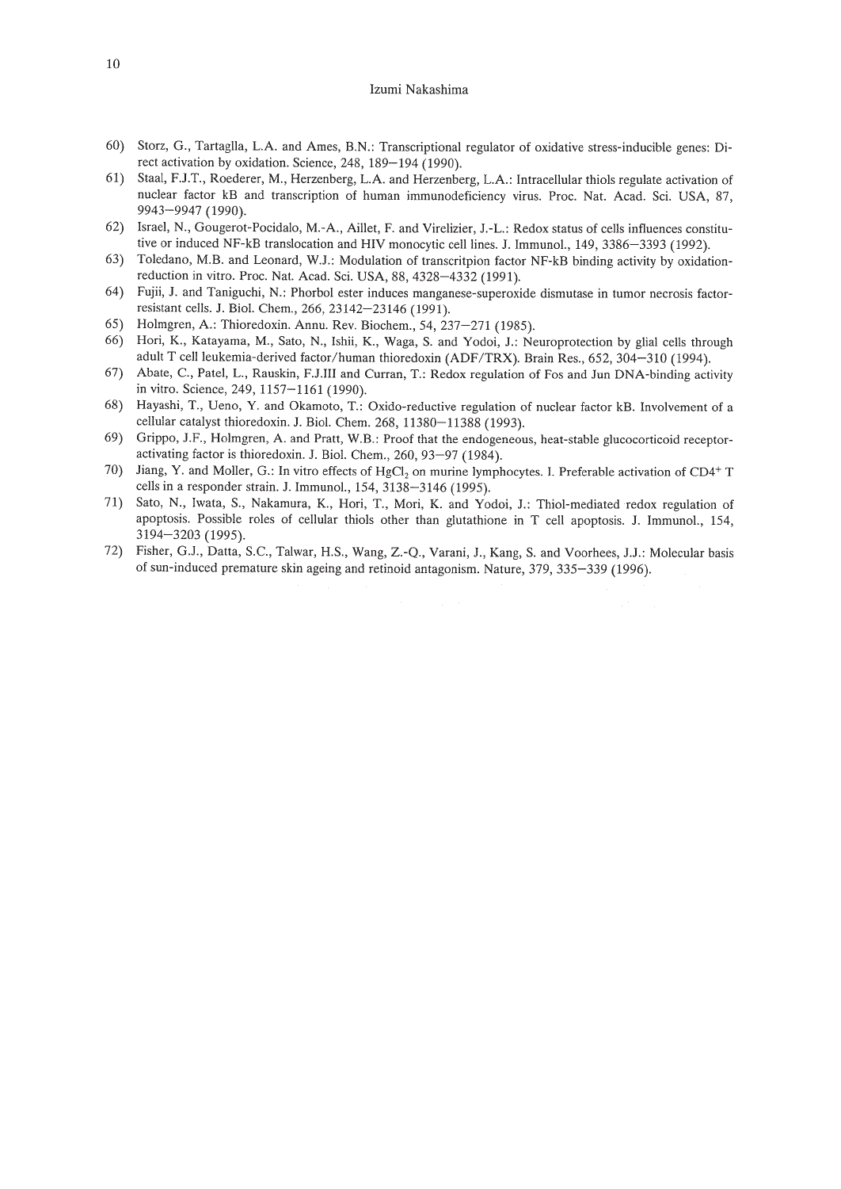60) Storz, G., Tartaglla, L.A. and Ames, B.N.: Transcriptional regulator of oxidative stress-inducible genes: Direct activation by oxidation. Science, 248, 189–194 (1990).

61) Staal, F.J.T., Roederer, M., Herzenberg, L.A. and Herzenberg, L.A.: Intracellular thiols regulate activation of nuclear factor kB and transcription of human immunodeficiency virus. Proc. Nat. Acad. Sci. USA, 87, 9943–9947 (1990).

62) Israel, N., Gougerot-Pocidalo, M.-A., Aillet, F. and Virelizier, J.-L.: Redox status of cells influences constitutive or induced NF-kB translocation and HIV monocytic cell lines. J. Immunol., 149, 3386–3393 (1992).

63) Toledano, M.B. and Leonard, W.J.: Modulation of transcritpion factor NF-kB binding activity by oxidation-reduction in vitro. Proc. Nat. Acad. Sci. USA, 88, 4328–4332 (1991).

64) Fujii, J. and Taniguchi, N.: Phorbol ester induces manganese-superoxide dismutase in tumor necrosis factor-resistant cells. J. Biol. Chem., 266, 23142–23146 (1991).

65) Holmgren, A.: Thioredoxin. Annu. Rev. Biochem., 54, 237–271 (1985).

66) Hori, K., Katayama, M., Sato, N., Ishii, K., Waga, S. and Yodoi, J.: Neuroprotection by glial cells through adult T cell leukemia-derived factor/human thioredoxin (ADF/TRX). Brain Res., 652, 304–310 (1994).

67) Abate, C., Patel, L., Rauskin, F.J.III and Curran, T.: Redox regulation of Fos and Jun DNA-binding activity in vitro. Science, 249, 1157–1161 (1990).

68) Hayashi, T., Ueno, Y. and Okamoto, T.: Oxido-reductive regulation of nuclear factor kB. Involvement of a cellular catalyst thioredoxin. J. Biol. Chem. 268, 11380–11388 (1993).

69) Grippo, J.F., Holmgren, A. and Pratt, W.B.: Proof that the endogeneous, heat-stable glucocorticoid receptor-activating factor is thioredoxin. J. Biol. Chem., 260, 93–97 (1984).

70) Jiang, Y. and Moller, G.: In vitro effects of $HgCl_2$ on murine lymphocytes. I. Preferable activation of $CD4^+$ T cells in a responder strain. J. Immunol., 154, 3138–3146 (1995).

71) Sato, N., Iwata, S., Nakamura, K., Hori, T., Mori, K. and Yodoi, J.: Thiol-mediated redox regulation of apoptosis. Possible roles of cellular thiols other than glutathione in T cell apoptosis. J. Immunol., 154, 3194–3203 (1995).

72) Fisher, G.J., Datta, S.C., Talwar, H.S., Wang, Z.-Q., Varani, J., Kang, S. and Voorhees, J.J.: Molecular basis of sun-induced premature skin ageing and retinoid antagonism. Nature, 379, 335–339 (1996).